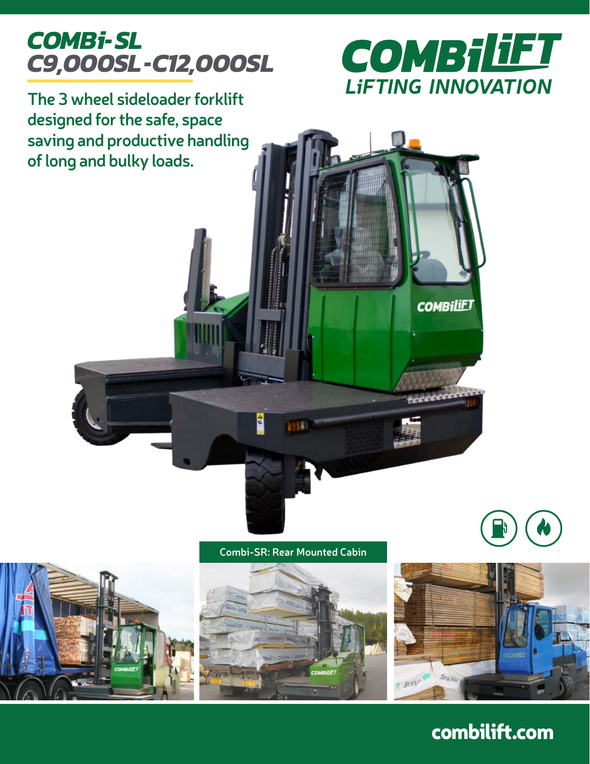# COMBi-SL C9,000SL-C12,000SL

**COMBiLiFT**
LiFTING INNOVATION

## The 3 wheel sideloader forklift designed for the safe, space saving and productive handling of long and bulky loads.

Combi-SR: Rear Mounted Cabin

combilift.com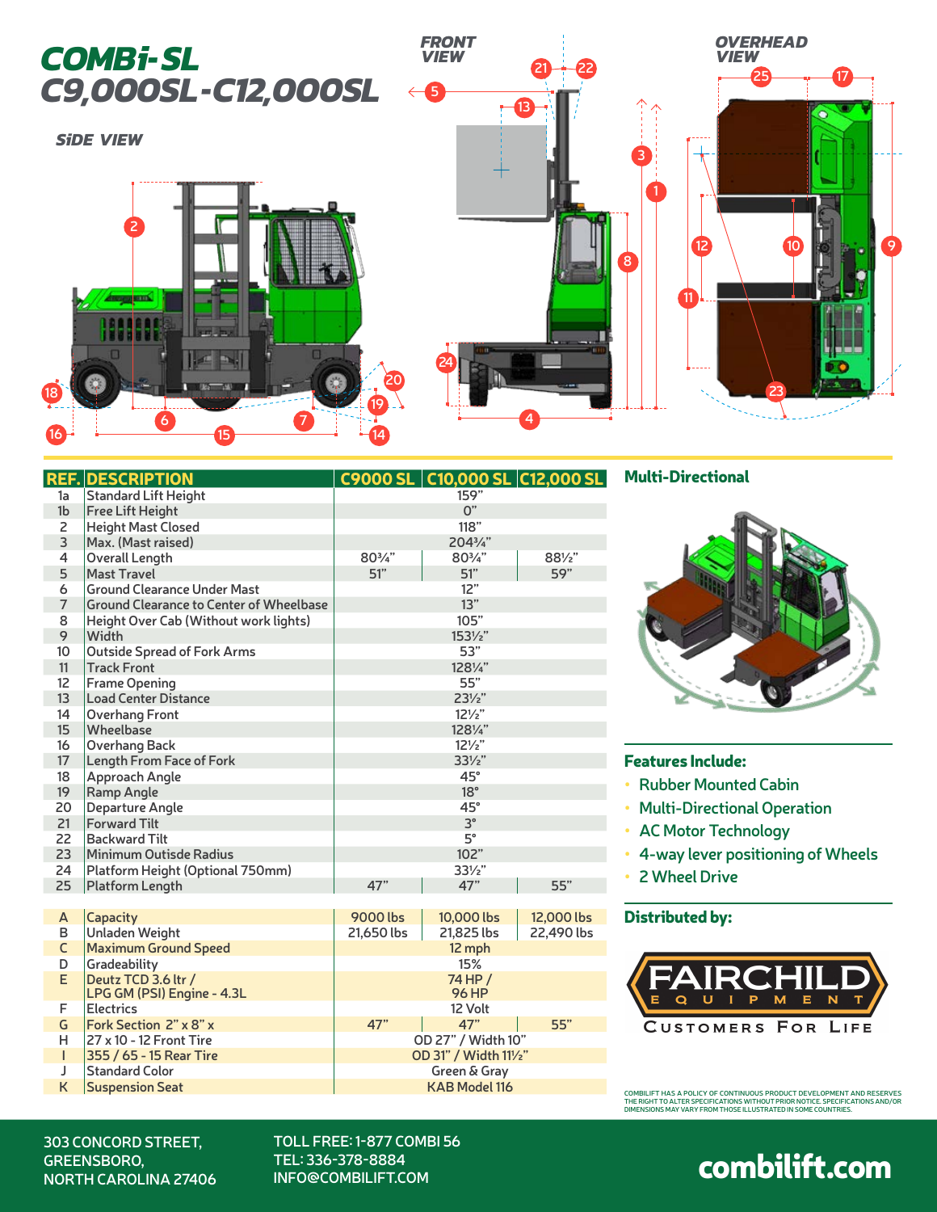# COMBi-SL C9,000SL-C12,000SL

SiDE VIEW

FRONT VIEW

OVERHEAD VIEW

| REF. | DESCRIPTION | C9000 SL | C10,000 SL | C12,000 SL |
|---|---|---|---|---|
| 1a | Standard Lift Height | | 159" | |
| 1b | Free Lift Height | | 0" | |
| 2 | Height Mast Closed | | 118" | |
| 3 | Max. (Mast raised) | | 204¾" | |
| 4 | Overall Length | 80¾" | 80¾" | 88½" |
| 5 | Mast Travel | 51" | 51" | 59" |
| 6 | Ground Clearance Under Mast | | 12" | |
| 7 | Ground Clearance to Center of Wheelbase | | 13" | |
| 8 | Height Over Cab (Without work lights) | | 105" | |
| 9 | Width | | 153½" | |
| 10 | Outside Spread of Fork Arms | | 53" | |
| 11 | Track Front | | 128¼" | |
| 12 | Frame Opening | | 55" | |
| 13 | Load Center Distance | | 23½" | |
| 14 | Overhang Front | | 12½" | |
| 15 | Wheelbase | | 128¼" | |
| 16 | Overhang Back | | 12½" | |
| 17 | Length From Face of Fork | | 33½" | |
| 18 | Approach Angle | | 45° | |
| 19 | Ramp Angle | | 18° | |
| 20 | Departure Angle | | 45° | |
| 21 | Forward Tilt | | 3° | |
| 22 | Backward Tilt | | 5° | |
| 23 | Minimum Outside Radius | | 102" | |
| 24 | Platform Height (Optional 750mm) | | 33½" | |
| 25 | Platform Length | 47" | 47" | 55" |

| | | | | |
|---|---|---|---|---|
| A | Capacity | 9000 lbs | 10,000 lbs | 12,000 lbs |
| B | Unladen Weight | 21,650 lbs | 21,825 lbs | 22,490 lbs |
| C | Maximum Ground Speed | | 12 mph | |
| D | Gradeability | | 15% | |
| E | Deutz TCD 3.6 ltr / LPG GM (PSI) Engine - 4.3L | | 74 HP / 96 HP | |
| F | Electrics | | 12 Volt | |
| G | Fork Section 2" x 8" x | 47" | 47" | 55" |
| H | 27 x 10 - 12 Front Tire | | OD 27" / Width 10" | |
| I | 355 / 65 - 15 Rear Tire | | OD 31" / Width 11½" | |
| J | Standard Color | | Green & Gray | |
| K | Suspension Seat | | KAB Model 116 | |

## Multi-Directional

## Features Include:

- Rubber Mounted Cabin
- Multi-Directional Operation
- AC Motor Technology
- 4-way lever positioning of Wheels
- 2 Wheel Drive

## Distributed by:

FAIRCHILD EQUIPMENT
CUSTOMERS FOR LIFE

COMBILIFT HAS A POLICY OF CONTINUOUS PRODUCT DEVELOPMENT AND RESERVES THE RIGHT TO ALTER SPECIFICATIONS WITHOUT PRIOR NOTICE. SPECIFICATIONS AND/OR DIMENSIONS MAY VARY FROM THOSE ILLUSTRATED IN SOME COUNTRIES.

303 CONCORD STREET,
GREENSBORO,
NORTH CAROLINA 27406

TOLL FREE: 1-877 COMBI 56
TEL: 336-378-8884
INFO@COMBILIFT.COM

combilift.com